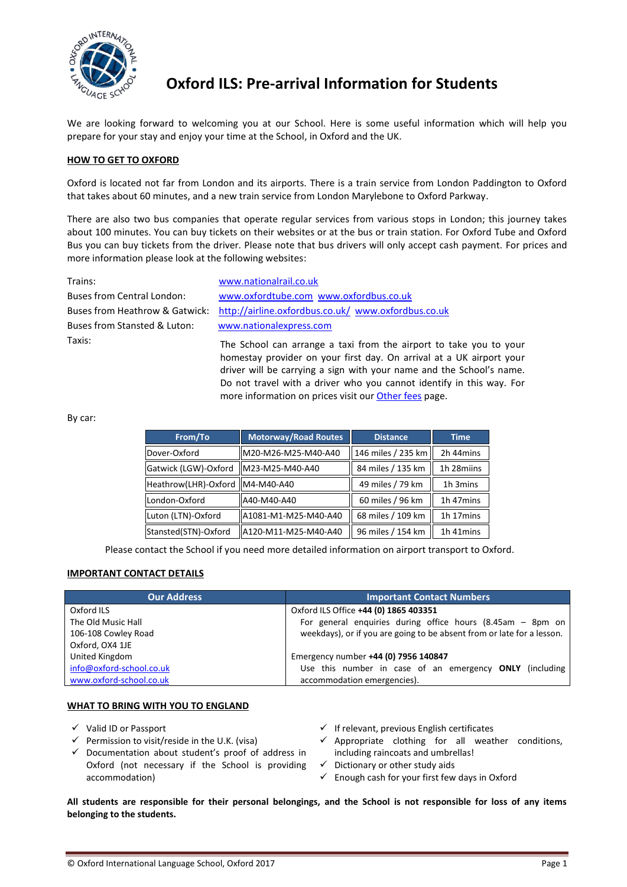# Oxford ILS: Pre-arrival Information for Students

We are looking forward to welcoming you at our School. Here is some useful information which will help you prepare for your stay and enjoy your time at the School, in Oxford and the UK.

## HOW TO GET TO OXFORD

Oxford is located not far from London and its airports. There is a train service from London Paddington to Oxford that takes about 60 minutes, and a new train service from London Marylebone to Oxford Parkway.

There are also two bus companies that operate regular services from various stops in London; this journey takes about 100 minutes. You can buy tickets on their websites or at the bus or train station. For Oxford Tube and Oxford Bus you can buy tickets from the driver. Please note that bus drivers will only accept cash payment. For prices and more information please look at the following websites:

| | |
|---|---|
| Trains: | www.nationalrail.co.uk |
| Buses from Central London: | www.oxfordtube.com www.oxfordbus.co.uk |
| Buses from Heathrow & Gatwick: | http://airline.oxfordbus.co.uk/ www.oxfordbus.co.uk |
| Buses from Stansted & Luton: | www.nationalexpress.com |
| Taxis: | The School can arrange a taxi from the airport to take you to your homestay provider on your first day. On arrival at a UK airport your driver will be carrying a sign with your name and the School's name. Do not travel with a driver who you cannot identify in this way. For more information on prices visit our Other fees page. |

By car:

| From/To | Motorway/Road Routes | Distance | Time |
|---|---|---|---|
| Dover-Oxford | M20-M26-M25-M40-A40 | 146 miles / 235 km | 2h 44mins |
| Gatwick (LGW)-Oxford | M23-M25-M40-A40 | 84 miles / 135 km | 1h 28miins |
| Heathrow(LHR)-Oxford | M4-M40-A40 | 49 miles / 79 km | 1h 3mins |
| London-Oxford | A40-M40-A40 | 60 miles / 96 km | 1h 47mins |
| Luton (LTN)-Oxford | A1081-M1-M25-M40-A40 | 68 miles / 109 km | 1h 17mins |
| Stansted(STN)-Oxford | A120-M11-M25-M40-A40 | 96 miles / 154 km | 1h 41mins |

Please contact the School if you need more detailed information on airport transport to Oxford.

## IMPORTANT CONTACT DETAILS

| Our Address | Important Contact Numbers |
|---|---|
| Oxford ILS<br>The Old Music Hall<br>106-108 Cowley Road<br>Oxford, OX4 1JE<br>United Kingdom<br>info@oxford-school.co.uk<br>www.oxford-school.co.uk | Oxford ILS Office **+44 (0) 1865 403351**<br>For general enquiries during office hours (8.45am – 8pm on weekdays), or if you are going to be absent from or late for a lesson.<br><br>Emergency number **+44 (0) 7956 140847**<br>Use this number in case of an emergency **ONLY** (including accommodation emergencies). |

## WHAT TO BRING WITH YOU TO ENGLAND

- ✓ Valid ID or Passport
- ✓ Permission to visit/reside in the U.K. (visa)
- ✓ Documentation about student's proof of address in Oxford (not necessary if the School is providing accommodation)
- ✓ If relevant, previous English certificates
- ✓ Appropriate clothing for all weather conditions, including raincoats and umbrellas!
- ✓ Dictionary or other study aids
- ✓ Enough cash for your first few days in Oxford

**All students are responsible for their personal belongings, and the School is not responsible for loss of any items belonging to the students.**

© Oxford International Language School, Oxford 2017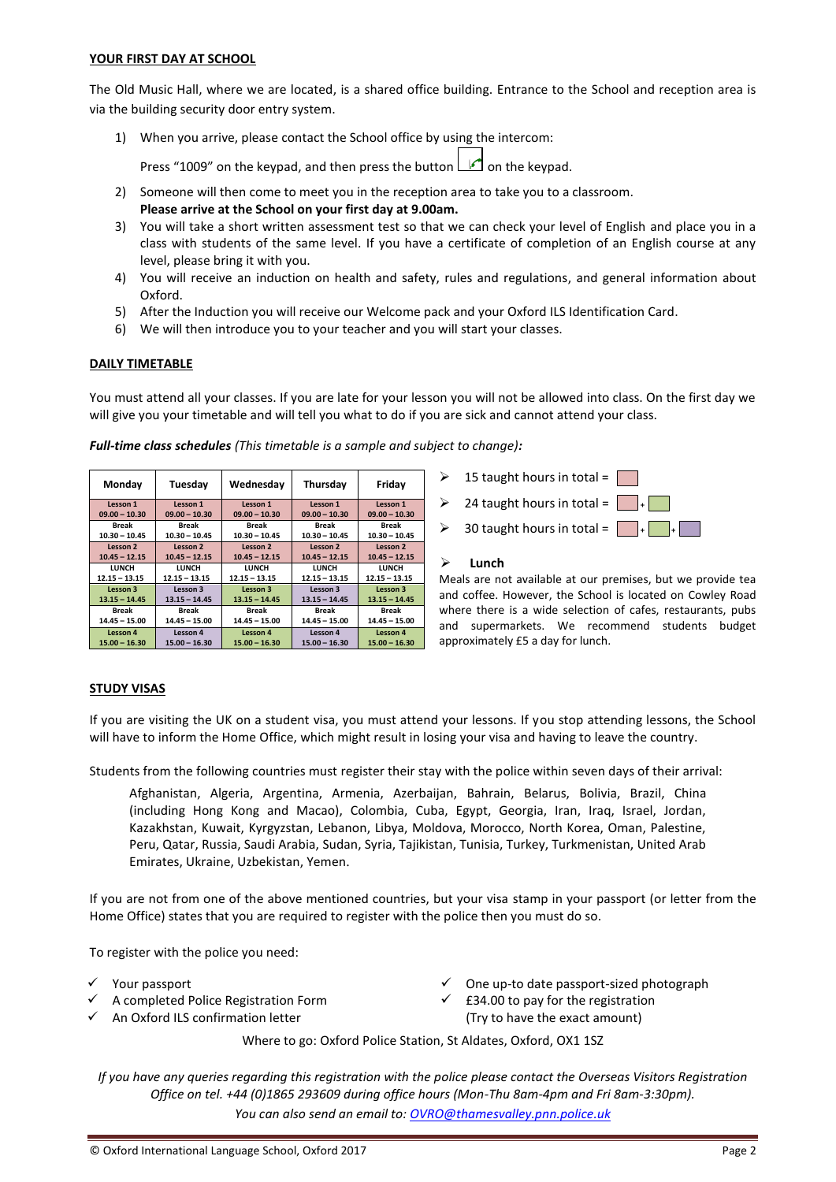## YOUR FIRST DAY AT SCHOOL

The Old Music Hall, where we are located, is a shared office building. Entrance to the School and reception area is via the building security door entry system.

1) When you arrive, please contact the School office by using the intercom:

   Press "1009" on the keypad, and then press the button on the keypad.
2) Someone will then come to meet you in the reception area to take you to a classroom.
   **Please arrive at the School on your first day at 9.00am.**
3) You will take a short written assessment test so that we can check your level of English and place you in a class with students of the same level. If you have a certificate of completion of an English course at any level, please bring it with you.
4) You will receive an induction on health and safety, rules and regulations, and general information about Oxford.
5) After the Induction you will receive our Welcome pack and your Oxford ILS Identification Card.
6) We will then introduce you to your teacher and you will start your classes.

## DAILY TIMETABLE

You must attend all your classes. If you are late for your lesson you will not be allowed into class. On the first day we will give you your timetable and will tell you what to do if you are sick and cannot attend your class.

***Full-time class schedules** (This timetable is a sample and subject to change):*

| Monday | Tuesday | Wednesday | Thursday | Friday |
|---|---|---|---|---|
| Lesson 1 09.00 – 10.30 | Lesson 1 09.00 – 10.30 | Lesson 1 09.00 – 10.30 | Lesson 1 09.00 – 10.30 | Lesson 1 09.00 – 10.30 |
| Break 10.30 – 10.45 | Break 10.30 – 10.45 | Break 10.30 – 10.45 | Break 10.30 – 10.45 | Break 10.30 – 10.45 |
| Lesson 2 10.45 – 12.15 | Lesson 2 10.45 – 12.15 | Lesson 2 10.45 – 12.15 | Lesson 2 10.45 – 12.15 | Lesson 2 10.45 – 12.15 |
| LUNCH 12.15 – 13.15 | LUNCH 12.15 – 13.15 | LUNCH 12.15 – 13.15 | LUNCH 12.15 – 13.15 | LUNCH 12.15 – 13.15 |
| Lesson 3 13.15 – 14.45 | Lesson 3 13.15 – 14.45 | Lesson 3 13.15 – 14.45 | Lesson 3 13.15 – 14.45 | Lesson 3 13.15 – 14.45 |
| Break 14.45 – 15.00 | Break 14.45 – 15.00 | Break 14.45 – 15.00 | Break 14.45 – 15.00 | Break 14.45 – 15.00 |
| Lesson 4 15.00 – 16.30 | Lesson 4 15.00 – 16.30 | Lesson 4 15.00 – 16.30 | Lesson 4 15.00 – 16.30 | Lesson 4 15.00 – 16.30 |

- 15 taught hours in total = (pink)
- 24 taught hours in total = (pink) + (green)
- 30 taught hours in total = (pink) + (green) + (purple)

- **Lunch**

Meals are not available at our premises, but we provide tea and coffee. However, the School is located on Cowley Road where there is a wide selection of cafes, restaurants, pubs and supermarkets. We recommend students budget approximately £5 a day for lunch.

## STUDY VISAS

If you are visiting the UK on a student visa, you must attend your lessons. If you stop attending lessons, the School will have to inform the Home Office, which might result in losing your visa and having to leave the country.

Students from the following countries must register their stay with the police within seven days of their arrival:

> Afghanistan, Algeria, Argentina, Armenia, Azerbaijan, Bahrain, Belarus, Bolivia, Brazil, China (including Hong Kong and Macao), Colombia, Cuba, Egypt, Georgia, Iran, Iraq, Israel, Jordan, Kazakhstan, Kuwait, Kyrgyzstan, Lebanon, Libya, Moldova, Morocco, North Korea, Oman, Palestine, Peru, Qatar, Russia, Saudi Arabia, Sudan, Syria, Tajikistan, Tunisia, Turkey, Turkmenistan, United Arab Emirates, Ukraine, Uzbekistan, Yemen.

If you are not from one of the above mentioned countries, but your visa stamp in your passport (or letter from the Home Office) states that you are required to register with the police then you must do so.

To register with the police you need:

- ✓ Your passport
- ✓ A completed Police Registration Form
- ✓ An Oxford ILS confirmation letter
- ✓ One up-to date passport-sized photograph
- ✓ £34.00 to pay for the registration (Try to have the exact amount)

Where to go: Oxford Police Station, St Aldates, Oxford, OX1 1SZ

*If you have any queries regarding this registration with the police please contact the Overseas Visitors Registration Office on tel. +44 (0)1865 293609 during office hours (Mon-Thu 8am-4pm and Fri 8am-3:30pm).*
*You can also send an email to: OVRO@thamesvalley.pnn.police.uk*

© Oxford International Language School, Oxford 2017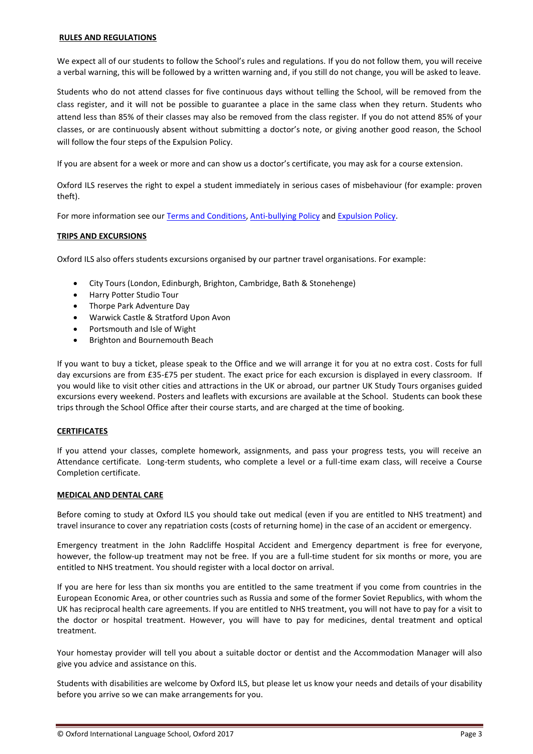## RULES AND REGULATIONS

We expect all of our students to follow the School's rules and regulations. If you do not follow them, you will receive a verbal warning, this will be followed by a written warning and, if you still do not change, you will be asked to leave.

Students who do not attend classes for five continuous days without telling the School, will be removed from the class register, and it will not be possible to guarantee a place in the same class when they return. Students who attend less than 85% of their classes may also be removed from the class register. If you do not attend 85% of your classes, or are continuously absent without submitting a doctor's note, or giving another good reason, the School will follow the four steps of the Expulsion Policy.

If you are absent for a week or more and can show us a doctor's certificate, you may ask for a course extension.

Oxford ILS reserves the right to expel a student immediately in serious cases of misbehaviour (for example: proven theft).

For more information see our Terms and Conditions, Anti-bullying Policy and Expulsion Policy.

## TRIPS AND EXCURSIONS

Oxford ILS also offers students excursions organised by our partner travel organisations. For example:

- City Tours (London, Edinburgh, Brighton, Cambridge, Bath & Stonehenge)
- Harry Potter Studio Tour
- Thorpe Park Adventure Day
- Warwick Castle & Stratford Upon Avon
- Portsmouth and Isle of Wight
- Brighton and Bournemouth Beach

If you want to buy a ticket, please speak to the Office and we will arrange it for you at no extra cost. Costs for full day excursions are from £35-£75 per student. The exact price for each excursion is displayed in every classroom. If you would like to visit other cities and attractions in the UK or abroad, our partner UK Study Tours organises guided excursions every weekend. Posters and leaflets with excursions are available at the School. Students can book these trips through the School Office after their course starts, and are charged at the time of booking.

## CERTIFICATES

If you attend your classes, complete homework, assignments, and pass your progress tests, you will receive an Attendance certificate. Long-term students, who complete a level or a full-time exam class, will receive a Course Completion certificate.

## MEDICAL AND DENTAL CARE

Before coming to study at Oxford ILS you should take out medical (even if you are entitled to NHS treatment) and travel insurance to cover any repatriation costs (costs of returning home) in the case of an accident or emergency.

Emergency treatment in the John Radcliffe Hospital Accident and Emergency department is free for everyone, however, the follow-up treatment may not be free. If you are a full-time student for six months or more, you are entitled to NHS treatment. You should register with a local doctor on arrival.

If you are here for less than six months you are entitled to the same treatment if you come from countries in the European Economic Area, or other countries such as Russia and some of the former Soviet Republics, with whom the UK has reciprocal health care agreements. If you are entitled to NHS treatment, you will not have to pay for a visit to the doctor or hospital treatment. However, you will have to pay for medicines, dental treatment and optical treatment.

Your homestay provider will tell you about a suitable doctor or dentist and the Accommodation Manager will also give you advice and assistance on this.

Students with disabilities are welcome by Oxford ILS, but please let us know your needs and details of your disability before you arrive so we can make arrangements for you.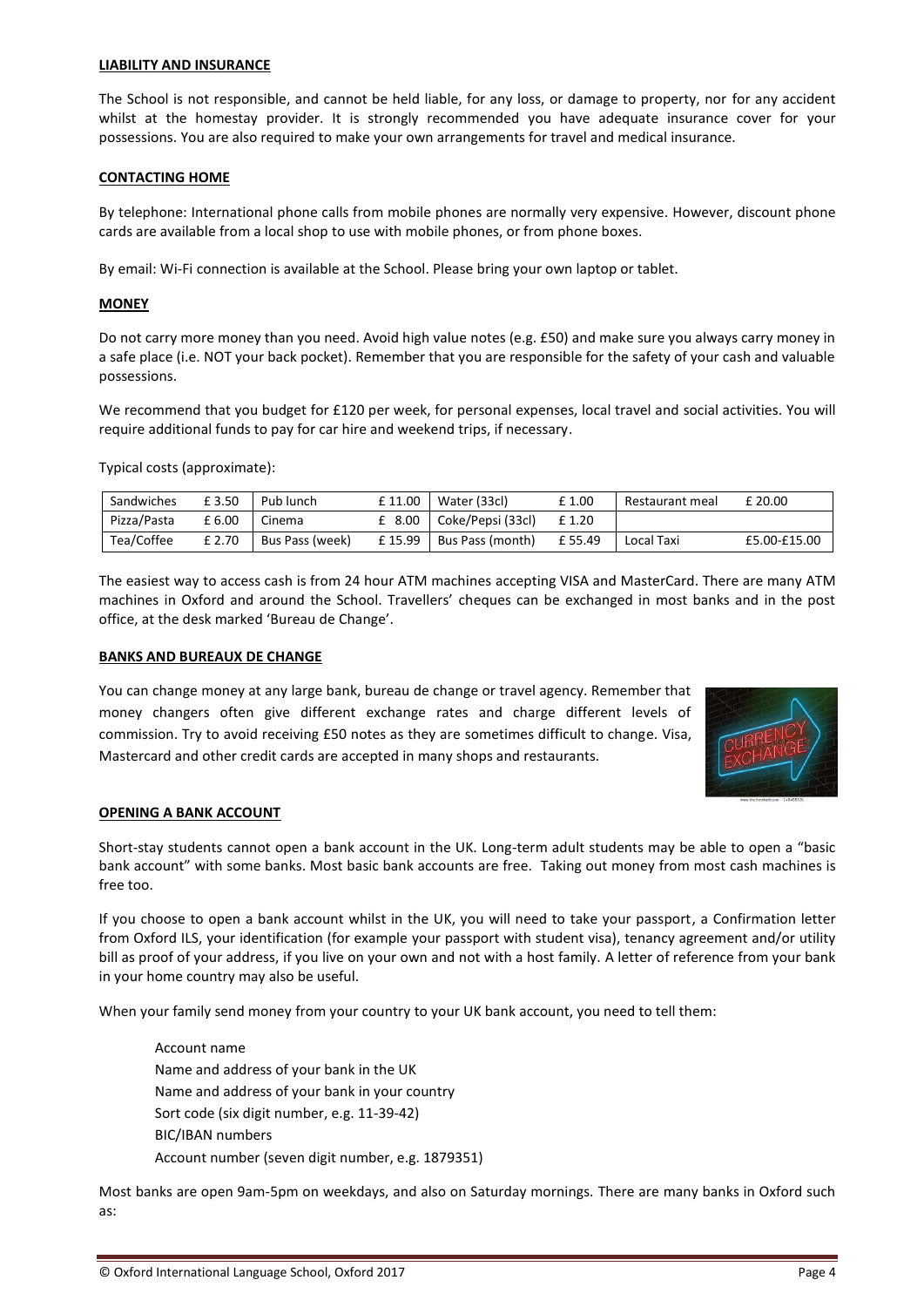## LIABILITY AND INSURANCE

The School is not responsible, and cannot be held liable, for any loss, or damage to property, nor for any accident whilst at the homestay provider. It is strongly recommended you have adequate insurance cover for your possessions. You are also required to make your own arrangements for travel and medical insurance.

## CONTACTING HOME

By telephone: International phone calls from mobile phones are normally very expensive. However, discount phone cards are available from a local shop to use with mobile phones, or from phone boxes.

By email: Wi-Fi connection is available at the School. Please bring your own laptop or tablet.

## MONEY

Do not carry more money than you need. Avoid high value notes (e.g. £50) and make sure you always carry money in a safe place (i.e. NOT your back pocket). Remember that you are responsible for the safety of your cash and valuable possessions.

We recommend that you budget for £120 per week, for personal expenses, local travel and social activities. You will require additional funds to pay for car hire and weekend trips, if necessary.

Typical costs (approximate):

| Sandwiches | £ 3.50 | Pub lunch | £ 11.00 | Water (33cl) | £ 1.00 | Restaurant meal | £ 20.00 |
|---|---|---|---|---|---|---|---|
| Pizza/Pasta | £ 6.00 | Cinema | £ 8.00 | Coke/Pepsi (33cl) | £ 1.20 | | |
| Tea/Coffee | £ 2.70 | Bus Pass (week) | £ 15.99 | Bus Pass (month) | £ 55.49 | Local Taxi | £5.00-£15.00 |

The easiest way to access cash is from 24 hour ATM machines accepting VISA and MasterCard. There are many ATM machines in Oxford and around the School. Travellers' cheques can be exchanged in most banks and in the post office, at the desk marked 'Bureau de Change'.

## BANKS AND BUREAUX DE CHANGE

You can change money at any large bank, bureau de change or travel agency. Remember that money changers often give different exchange rates and charge different levels of commission. Try to avoid receiving £50 notes as they are sometimes difficult to change. Visa, Mastercard and other credit cards are accepted in many shops and restaurants.

## OPENING A BANK ACCOUNT

Short-stay students cannot open a bank account in the UK. Long-term adult students may be able to open a "basic bank account" with some banks. Most basic bank accounts are free. Taking out money from most cash machines is free too.

If you choose to open a bank account whilst in the UK, you will need to take your passport, a Confirmation letter from Oxford ILS, your identification (for example your passport with student visa), tenancy agreement and/or utility bill as proof of your address, if you live on your own and not with a host family. A letter of reference from your bank in your home country may also be useful.

When your family send money from your country to your UK bank account, you need to tell them:

Account name
Name and address of your bank in the UK
Name and address of your bank in your country
Sort code (six digit number, e.g. 11-39-42)
BIC/IBAN numbers
Account number (seven digit number, e.g. 1879351)

Most banks are open 9am-5pm on weekdays, and also on Saturday mornings. There are many banks in Oxford such as: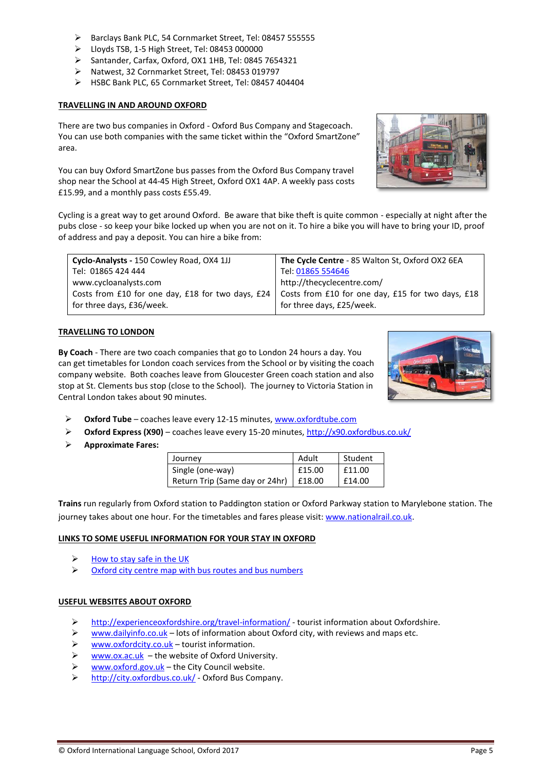- Barclays Bank PLC, 54 Cornmarket Street, Tel: 08457 555555
- Lloyds TSB, 1-5 High Street, Tel: 08453 000000
- Santander, Carfax, Oxford, OX1 1HB, Tel: 0845 7654321
- Natwest, 32 Cornmarket Street, Tel: 08453 019797
- HSBC Bank PLC, 65 Cornmarket Street, Tel: 08457 404404

## TRAVELLING IN AND AROUND OXFORD

There are two bus companies in Oxford - Oxford Bus Company and Stagecoach. You can use both companies with the same ticket within the "Oxford SmartZone" area.

You can buy Oxford SmartZone bus passes from the Oxford Bus Company travel shop near the School at 44-45 High Street, Oxford OX1 4AP. A weekly pass costs £15.99, and a monthly pass costs £55.49.

Cycling is a great way to get around Oxford. Be aware that bike theft is quite common - especially at night after the pubs close - so keep your bike locked up when you are not on it. To hire a bike you will have to bring your ID, proof of address and pay a deposit. You can hire a bike from:

| | |
|---|---|
| **Cyclo-Analysts -** 150 Cowley Road, OX4 1JJ<br>Tel: 01865 424 444<br>www.cycloanalysts.com<br>Costs from £10 for one day, £18 for two days, £24 for three days, £36/week. | **The Cycle Centre** - 85 Walton St, Oxford OX2 6EA<br>Tel: 01865 554646<br>http://thecyclecentre.com/<br>Costs from £10 for one day, £15 for two days, £18 for three days, £25/week. |

## TRAVELLING TO LONDON

**By Coach** - There are two coach companies that go to London 24 hours a day. You can get timetables for London coach services from the School or by visiting the coach company website. Both coaches leave from Gloucester Green coach station and also stop at St. Clements bus stop (close to the School). The journey to Victoria Station in Central London takes about 90 minutes.

- **Oxford Tube** – coaches leave every 12-15 minutes, www.oxfordtube.com
- **Oxford Express (X90)** – coaches leave every 15-20 minutes, http://x90.oxfordbus.co.uk/
- **Approximate Fares:**

| Journey | Adult | Student |
|---|---|---|
| Single (one-way) | £15.00 | £11.00 |
| Return Trip (Same day or 24hr) | £18.00 | £14.00 |

**Trains** run regularly from Oxford station to Paddington station or Oxford Parkway station to Marylebone station. The journey takes about one hour. For the timetables and fares please visit: www.nationalrail.co.uk.

## LINKS TO SOME USEFUL INFORMATION FOR YOUR STAY IN OXFORD

- How to stay safe in the UK
- Oxford city centre map with bus routes and bus numbers

## USEFUL WEBSITES ABOUT OXFORD

- http://experienceoxfordshire.org/travel-information/ - tourist information about Oxfordshire.
- www.dailyinfo.co.uk – lots of information about Oxford city, with reviews and maps etc.
- www.oxfordcity.co.uk – tourist information.
- www.ox.ac.uk – the website of Oxford University.
- www.oxford.gov.uk – the City Council website.
- http://city.oxfordbus.co.uk/ - Oxford Bus Company.

© Oxford International Language School, Oxford 2017